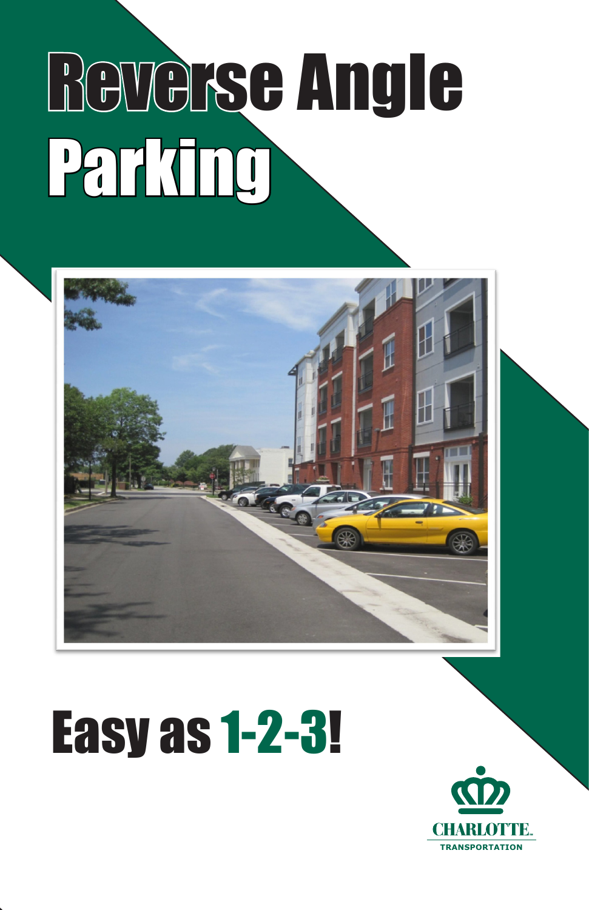# Reverse Angle Parking

## Easy as 1-2-3!

CHARLOTTE.

TRANSPORTATION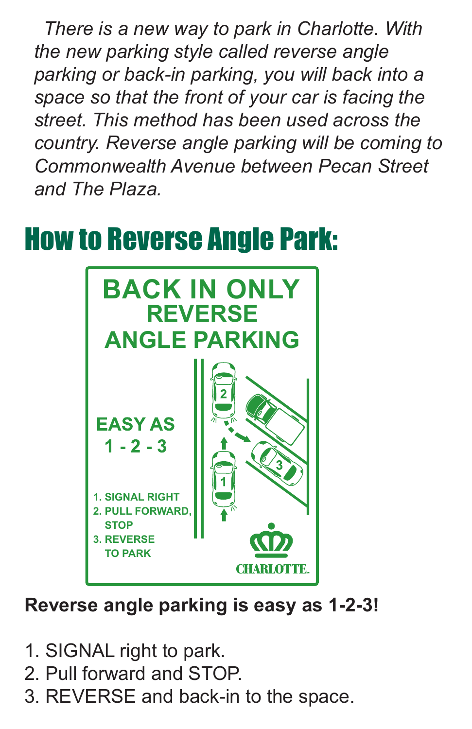*There is a new way to park in Charlotte. With the new parking style called reverse angle parking or back-in parking, you will back into a space so that the front of your car is facing the street. This method has been used across the country. Reverse angle parking will be coming to Commonwealth Avenue between Pecan Street and The Plaza.*

## How to Reverse Angle Park:

**BACK IN ONLY**
**REVERSE ANGLE PARKING**

**EASY AS 1 - 2 - 3**

1. SIGNAL RIGHT
2. PULL FORWARD, STOP
3. REVERSE TO PARK

CHARLOTTE

**Reverse angle parking is easy as 1-2-3!**

1. SIGNAL right to park.
2. Pull forward and STOP.
3. REVERSE and back-in to the space.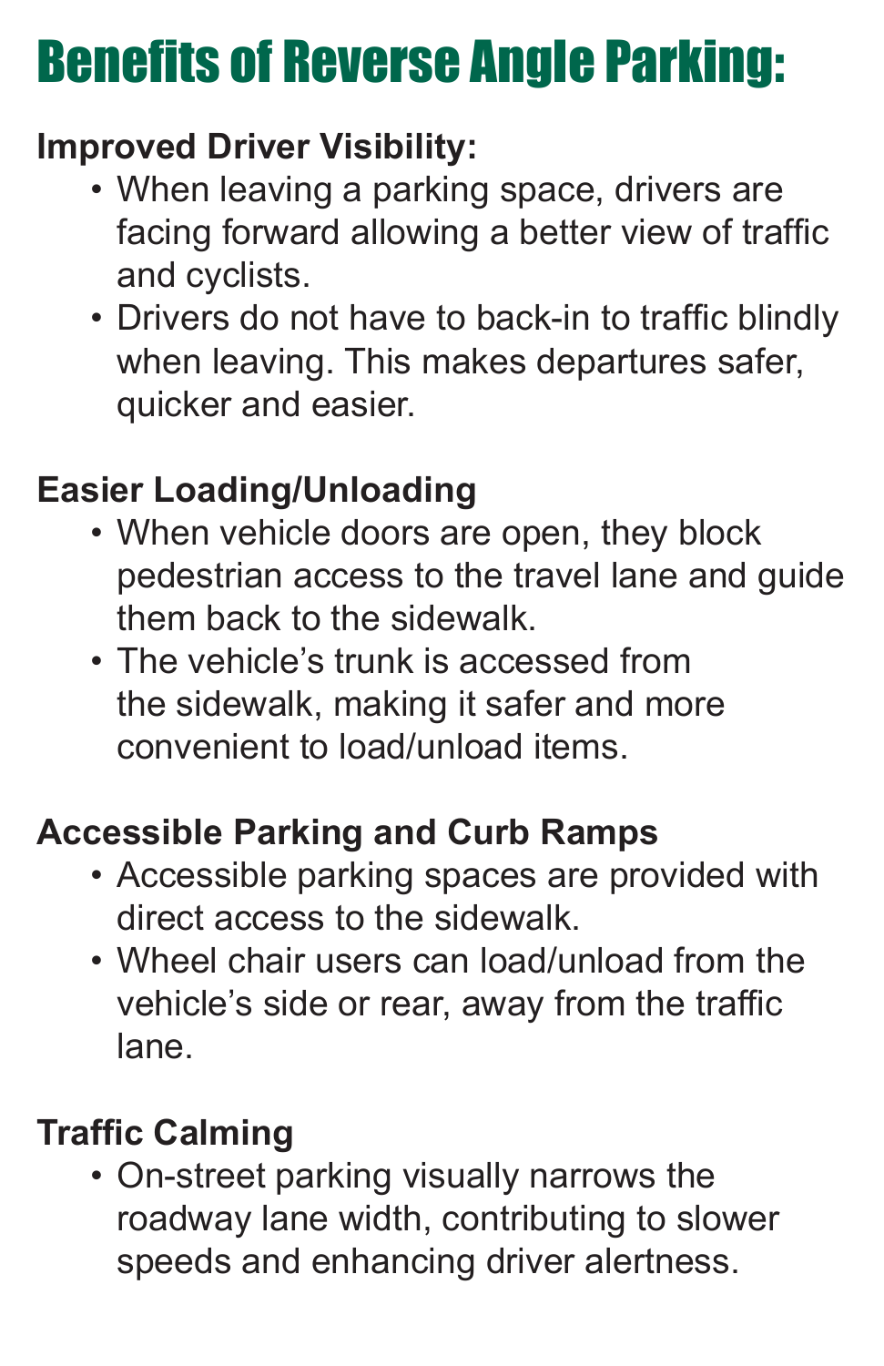# Benefits of Reverse Angle Parking:

### Improved Driver Visibility:

- When leaving a parking space, drivers are facing forward allowing a better view of traffic and cyclists.
- Drivers do not have to back-in to traffic blindly when leaving. This makes departures safer, quicker and easier.

### Easier Loading/Unloading

- When vehicle doors are open, they block pedestrian access to the travel lane and guide them back to the sidewalk.
- The vehicle's trunk is accessed from the sidewalk, making it safer and more convenient to load/unload items.

### Accessible Parking and Curb Ramps

- Accessible parking spaces are provided with direct access to the sidewalk.
- Wheel chair users can load/unload from the vehicle's side or rear, away from the traffic lane.

### Traffic Calming

- On-street parking visually narrows the roadway lane width, contributing to slower speeds and enhancing driver alertness.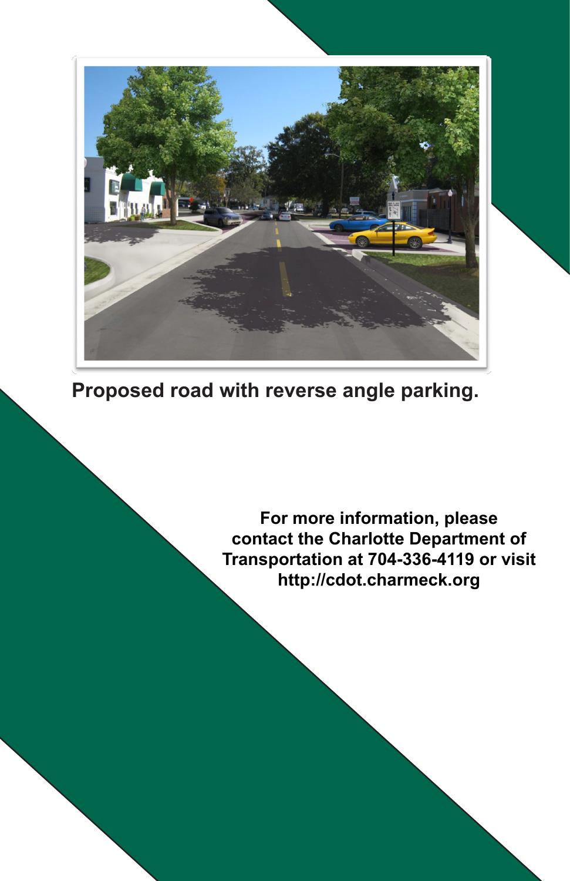**Proposed road with reverse angle parking.**

**For more information, please contact the Charlotte Department of Transportation at 704-336-4119 or visit http://cdot.charmeck.org**